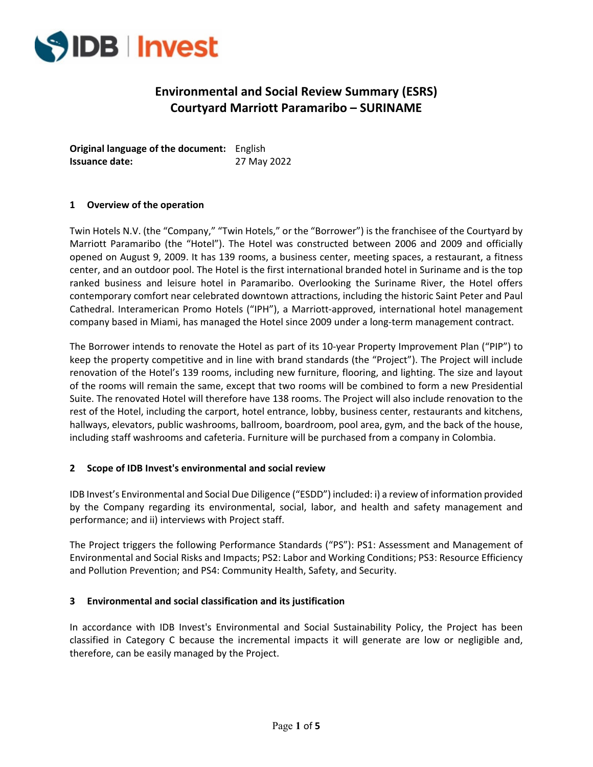# Environmental and Social Review Summary (ESRS)
# Courtyard Marriott Paramaribo – SURINAME

**Original language of the document:** English
**Issuance date:** 27 May 2022

## 1 Overview of the operation

Twin Hotels N.V. (the "Company," "Twin Hotels," or the "Borrower") is the franchisee of the Courtyard by Marriott Paramaribo (the "Hotel"). The Hotel was constructed between 2006 and 2009 and officially opened on August 9, 2009. It has 139 rooms, a business center, meeting spaces, a restaurant, a fitness center, and an outdoor pool. The Hotel is the first international branded hotel in Suriname and is the top ranked business and leisure hotel in Paramaribo. Overlooking the Suriname River, the Hotel offers contemporary comfort near celebrated downtown attractions, including the historic Saint Peter and Paul Cathedral. Interamerican Promo Hotels ("IPH"), a Marriott-approved, international hotel management company based in Miami, has managed the Hotel since 2009 under a long-term management contract.

The Borrower intends to renovate the Hotel as part of its 10-year Property Improvement Plan ("PIP") to keep the property competitive and in line with brand standards (the "Project"). The Project will include renovation of the Hotel's 139 rooms, including new furniture, flooring, and lighting. The size and layout of the rooms will remain the same, except that two rooms will be combined to form a new Presidential Suite. The renovated Hotel will therefore have 138 rooms. The Project will also include renovation to the rest of the Hotel, including the carport, hotel entrance, lobby, business center, restaurants and kitchens, hallways, elevators, public washrooms, ballroom, boardroom, pool area, gym, and the back of the house, including staff washrooms and cafeteria. Furniture will be purchased from a company in Colombia.

## 2 Scope of IDB Invest's environmental and social review

IDB Invest's Environmental and Social Due Diligence ("ESDD") included: i) a review of information provided by the Company regarding its environmental, social, labor, and health and safety management and performance; and ii) interviews with Project staff.

The Project triggers the following Performance Standards ("PS"): PS1: Assessment and Management of Environmental and Social Risks and Impacts; PS2: Labor and Working Conditions; PS3: Resource Efficiency and Pollution Prevention; and PS4: Community Health, Safety, and Security.

## 3 Environmental and social classification and its justification

In accordance with IDB Invest's Environmental and Social Sustainability Policy, the Project has been classified in Category C because the incremental impacts it will generate are low or negligible and, therefore, can be easily managed by the Project.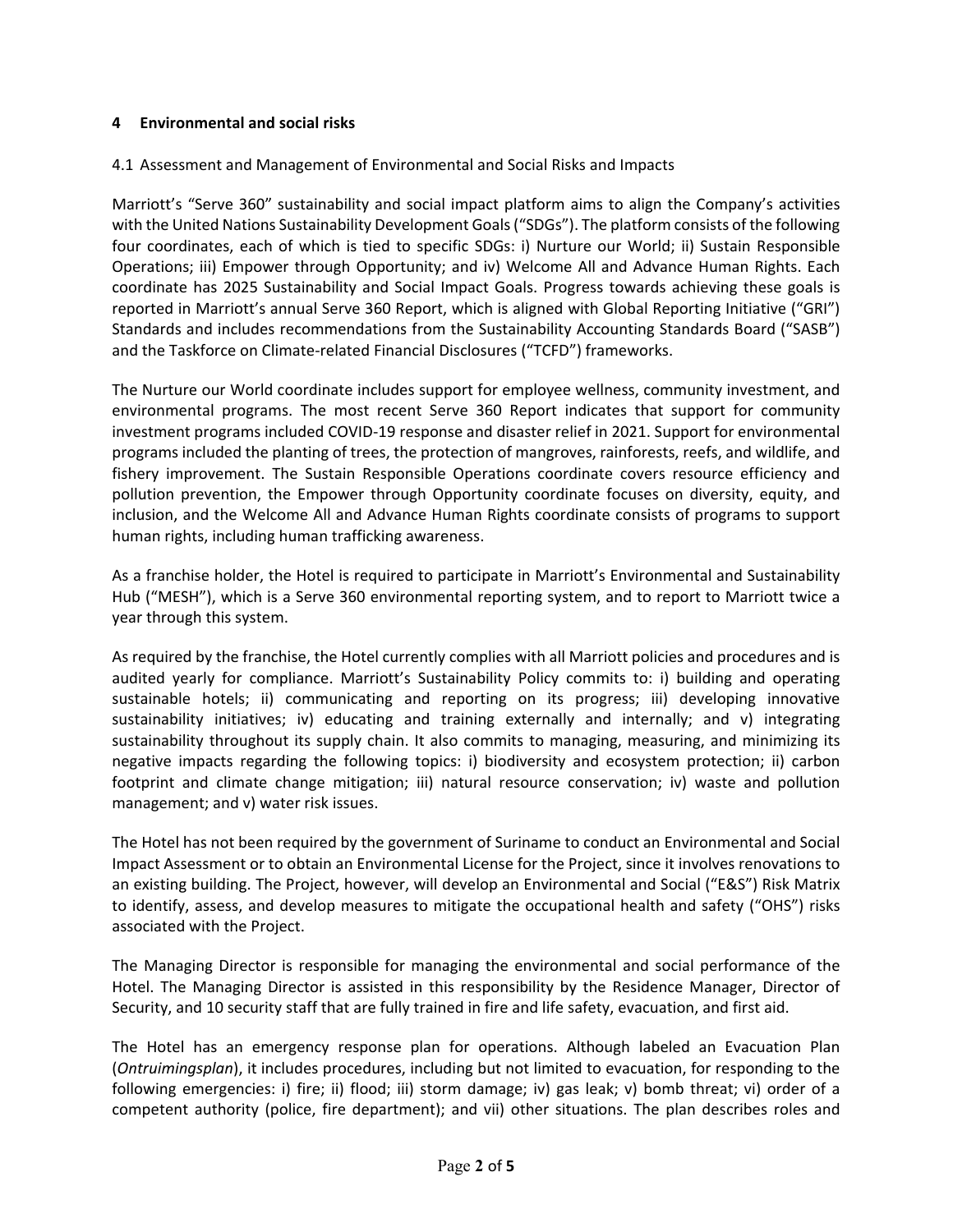## 4 Environmental and social risks

4.1 Assessment and Management of Environmental and Social Risks and Impacts

Marriott's "Serve 360" sustainability and social impact platform aims to align the Company's activities with the United Nations Sustainability Development Goals ("SDGs"). The platform consists of the following four coordinates, each of which is tied to specific SDGs: i) Nurture our World; ii) Sustain Responsible Operations; iii) Empower through Opportunity; and iv) Welcome All and Advance Human Rights. Each coordinate has 2025 Sustainability and Social Impact Goals. Progress towards achieving these goals is reported in Marriott's annual Serve 360 Report, which is aligned with Global Reporting Initiative ("GRI") Standards and includes recommendations from the Sustainability Accounting Standards Board ("SASB") and the Taskforce on Climate-related Financial Disclosures ("TCFD") frameworks.

The Nurture our World coordinate includes support for employee wellness, community investment, and environmental programs. The most recent Serve 360 Report indicates that support for community investment programs included COVID-19 response and disaster relief in 2021. Support for environmental programs included the planting of trees, the protection of mangroves, rainforests, reefs, and wildlife, and fishery improvement. The Sustain Responsible Operations coordinate covers resource efficiency and pollution prevention, the Empower through Opportunity coordinate focuses on diversity, equity, and inclusion, and the Welcome All and Advance Human Rights coordinate consists of programs to support human rights, including human trafficking awareness.

As a franchise holder, the Hotel is required to participate in Marriott's Environmental and Sustainability Hub ("MESH"), which is a Serve 360 environmental reporting system, and to report to Marriott twice a year through this system.

As required by the franchise, the Hotel currently complies with all Marriott policies and procedures and is audited yearly for compliance. Marriott's Sustainability Policy commits to: i) building and operating sustainable hotels; ii) communicating and reporting on its progress; iii) developing innovative sustainability initiatives; iv) educating and training externally and internally; and v) integrating sustainability throughout its supply chain. It also commits to managing, measuring, and minimizing its negative impacts regarding the following topics: i) biodiversity and ecosystem protection; ii) carbon footprint and climate change mitigation; iii) natural resource conservation; iv) waste and pollution management; and v) water risk issues.

The Hotel has not been required by the government of Suriname to conduct an Environmental and Social Impact Assessment or to obtain an Environmental License for the Project, since it involves renovations to an existing building. The Project, however, will develop an Environmental and Social ("E&S") Risk Matrix to identify, assess, and develop measures to mitigate the occupational health and safety ("OHS") risks associated with the Project.

The Managing Director is responsible for managing the environmental and social performance of the Hotel. The Managing Director is assisted in this responsibility by the Residence Manager, Director of Security, and 10 security staff that are fully trained in fire and life safety, evacuation, and first aid.

The Hotel has an emergency response plan for operations. Although labeled an Evacuation Plan (*Ontruimingsplan*), it includes procedures, including but not limited to evacuation, for responding to the following emergencies: i) fire; ii) flood; iii) storm damage; iv) gas leak; v) bomb threat; vi) order of a competent authority (police, fire department); and vii) other situations. The plan describes roles and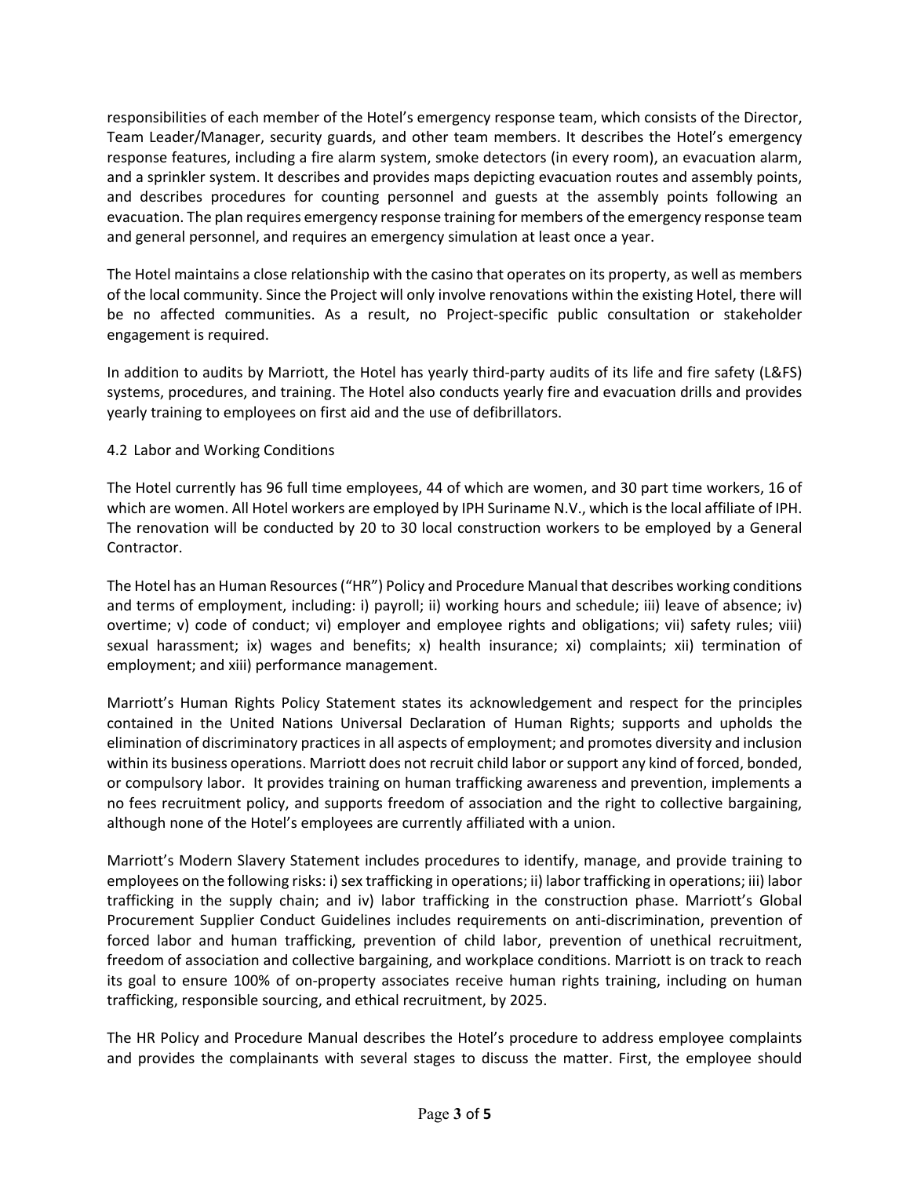responsibilities of each member of the Hotel's emergency response team, which consists of the Director, Team Leader/Manager, security guards, and other team members. It describes the Hotel's emergency response features, including a fire alarm system, smoke detectors (in every room), an evacuation alarm, and a sprinkler system. It describes and provides maps depicting evacuation routes and assembly points, and describes procedures for counting personnel and guests at the assembly points following an evacuation. The plan requires emergency response training for members of the emergency response team and general personnel, and requires an emergency simulation at least once a year.

The Hotel maintains a close relationship with the casino that operates on its property, as well as members of the local community. Since the Project will only involve renovations within the existing Hotel, there will be no affected communities. As a result, no Project-specific public consultation or stakeholder engagement is required.

In addition to audits by Marriott, the Hotel has yearly third-party audits of its life and fire safety (L&FS) systems, procedures, and training. The Hotel also conducts yearly fire and evacuation drills and provides yearly training to employees on first aid and the use of defibrillators.

## 4.2 Labor and Working Conditions

The Hotel currently has 96 full time employees, 44 of which are women, and 30 part time workers, 16 of which are women. All Hotel workers are employed by IPH Suriname N.V., which is the local affiliate of IPH. The renovation will be conducted by 20 to 30 local construction workers to be employed by a General Contractor.

The Hotel has an Human Resources ("HR") Policy and Procedure Manual that describes working conditions and terms of employment, including: i) payroll; ii) working hours and schedule; iii) leave of absence; iv) overtime; v) code of conduct; vi) employer and employee rights and obligations; vii) safety rules; viii) sexual harassment; ix) wages and benefits; x) health insurance; xi) complaints; xii) termination of employment; and xiii) performance management.

Marriott's Human Rights Policy Statement states its acknowledgement and respect for the principles contained in the United Nations Universal Declaration of Human Rights; supports and upholds the elimination of discriminatory practices in all aspects of employment; and promotes diversity and inclusion within its business operations. Marriott does not recruit child labor or support any kind of forced, bonded, or compulsory labor. It provides training on human trafficking awareness and prevention, implements a no fees recruitment policy, and supports freedom of association and the right to collective bargaining, although none of the Hotel's employees are currently affiliated with a union.

Marriott's Modern Slavery Statement includes procedures to identify, manage, and provide training to employees on the following risks: i) sex trafficking in operations; ii) labor trafficking in operations; iii) labor trafficking in the supply chain; and iv) labor trafficking in the construction phase. Marriott's Global Procurement Supplier Conduct Guidelines includes requirements on anti-discrimination, prevention of forced labor and human trafficking, prevention of child labor, prevention of unethical recruitment, freedom of association and collective bargaining, and workplace conditions. Marriott is on track to reach its goal to ensure 100% of on-property associates receive human rights training, including on human trafficking, responsible sourcing, and ethical recruitment, by 2025.

The HR Policy and Procedure Manual describes the Hotel's procedure to address employee complaints and provides the complainants with several stages to discuss the matter. First, the employee should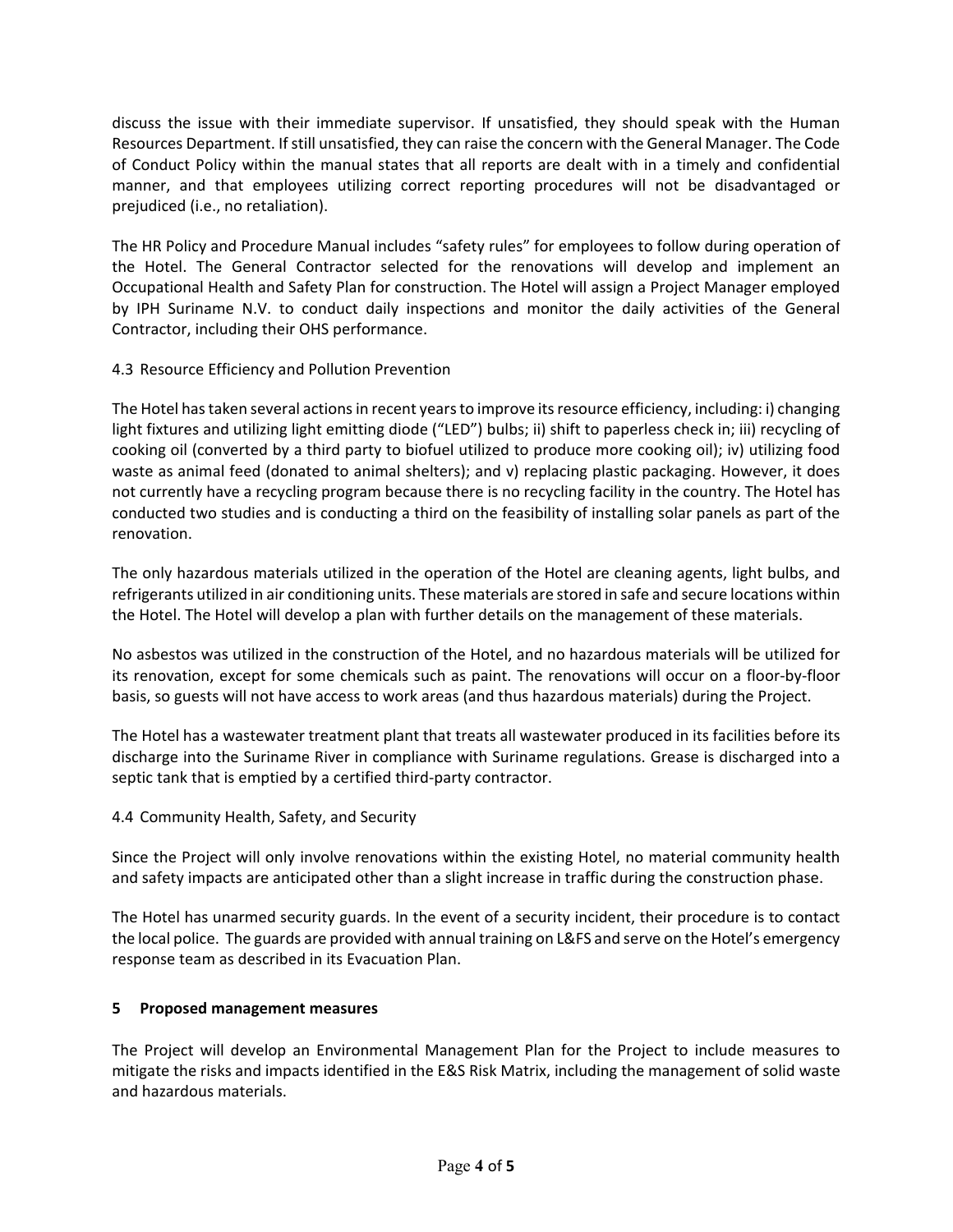discuss the issue with their immediate supervisor. If unsatisfied, they should speak with the Human Resources Department. If still unsatisfied, they can raise the concern with the General Manager. The Code of Conduct Policy within the manual states that all reports are dealt with in a timely and confidential manner, and that employees utilizing correct reporting procedures will not be disadvantaged or prejudiced (i.e., no retaliation).

The HR Policy and Procedure Manual includes "safety rules" for employees to follow during operation of the Hotel. The General Contractor selected for the renovations will develop and implement an Occupational Health and Safety Plan for construction. The Hotel will assign a Project Manager employed by IPH Suriname N.V. to conduct daily inspections and monitor the daily activities of the General Contractor, including their OHS performance.

### 4.3 Resource Efficiency and Pollution Prevention

The Hotel has taken several actions in recent years to improve its resource efficiency, including: i) changing light fixtures and utilizing light emitting diode ("LED") bulbs; ii) shift to paperless check in; iii) recycling of cooking oil (converted by a third party to biofuel utilized to produce more cooking oil); iv) utilizing food waste as animal feed (donated to animal shelters); and v) replacing plastic packaging. However, it does not currently have a recycling program because there is no recycling facility in the country. The Hotel has conducted two studies and is conducting a third on the feasibility of installing solar panels as part of the renovation.

The only hazardous materials utilized in the operation of the Hotel are cleaning agents, light bulbs, and refrigerants utilized in air conditioning units. These materials are stored in safe and secure locations within the Hotel. The Hotel will develop a plan with further details on the management of these materials.

No asbestos was utilized in the construction of the Hotel, and no hazardous materials will be utilized for its renovation, except for some chemicals such as paint. The renovations will occur on a floor-by-floor basis, so guests will not have access to work areas (and thus hazardous materials) during the Project.

The Hotel has a wastewater treatment plant that treats all wastewater produced in its facilities before its discharge into the Suriname River in compliance with Suriname regulations. Grease is discharged into a septic tank that is emptied by a certified third-party contractor.

### 4.4 Community Health, Safety, and Security

Since the Project will only involve renovations within the existing Hotel, no material community health and safety impacts are anticipated other than a slight increase in traffic during the construction phase.

The Hotel has unarmed security guards. In the event of a security incident, their procedure is to contact the local police. The guards are provided with annual training on L&FS and serve on the Hotel's emergency response team as described in its Evacuation Plan.

## 5 Proposed management measures

The Project will develop an Environmental Management Plan for the Project to include measures to mitigate the risks and impacts identified in the E&S Risk Matrix, including the management of solid waste and hazardous materials.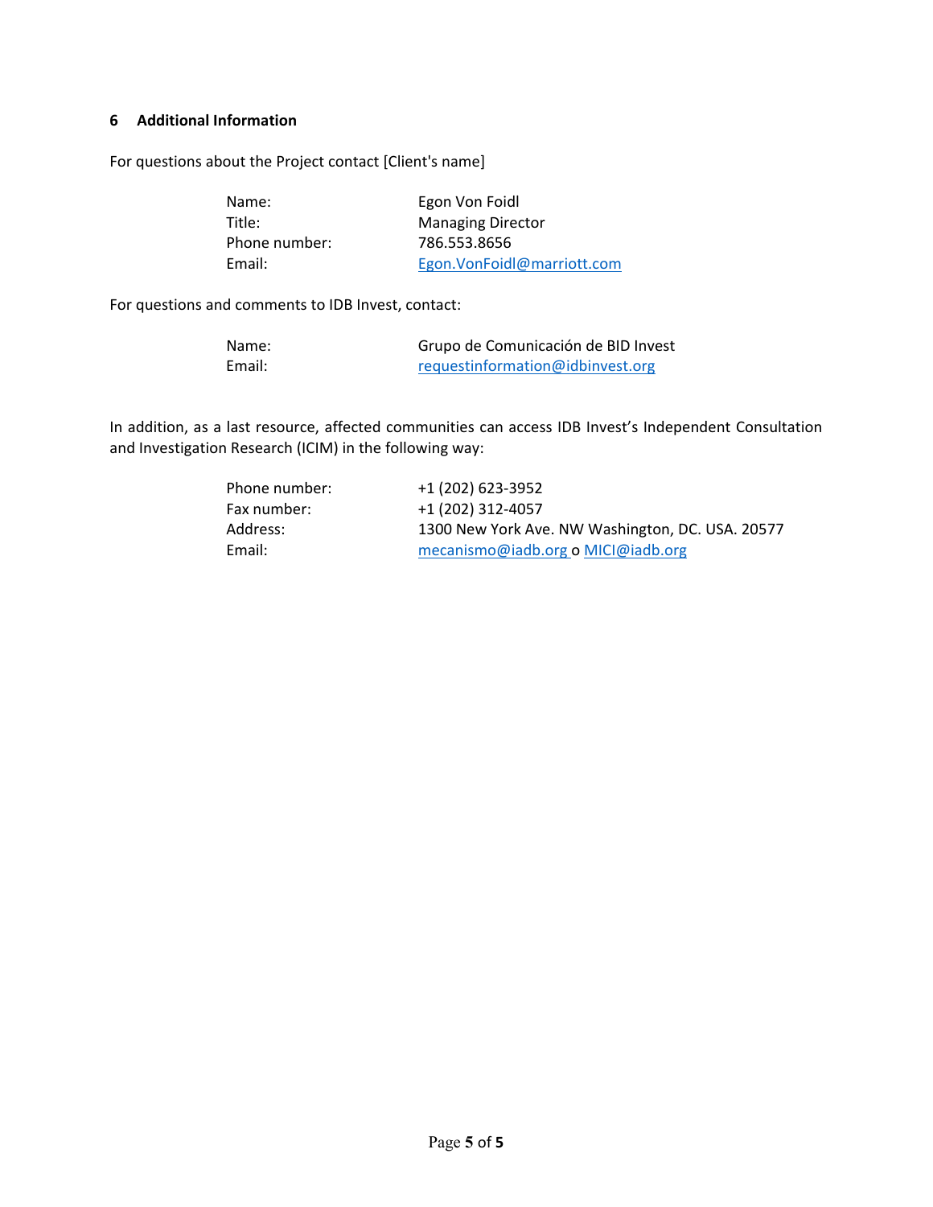## 6 Additional Information

For questions about the Project contact [Client's name]

| | |
|---|---|
| Name: | Egon Von Foidl |
| Title: | Managing Director |
| Phone number: | 786.553.8656 |
| Email: | Egon.VonFoidl@marriott.com |

For questions and comments to IDB Invest, contact:

| | |
|---|---|
| Name: | Grupo de Comunicación de BID Invest |
| Email: | requestinformation@idbinvest.org |

In addition, as a last resource, affected communities can access IDB Invest's Independent Consultation and Investigation Research (ICIM) in the following way:

| | |
|---|---|
| Phone number: | +1 (202) 623-3952 |
| Fax number: | +1 (202) 312-4057 |
| Address: | 1300 New York Ave. NW Washington, DC. USA. 20577 |
| Email: | mecanismo@iadb.org o MICI@iadb.org |